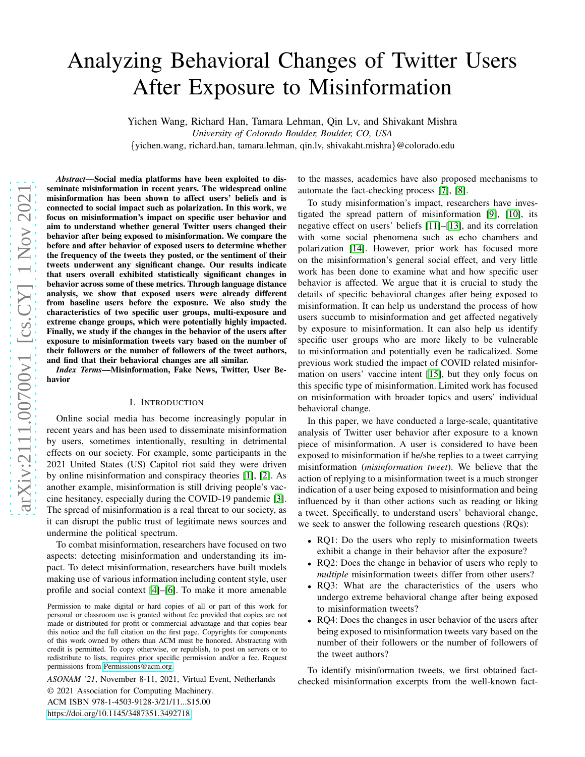# Analyzing Behavioral Changes of Twitter Users After Exposure to Misinformation

Yichen Wang, Richard Han, Tamara Lehman, Qin Lv, and Shivakant Mishra

*University of Colorado Boulder, Boulder, CO, USA*

{yichen.wang, richard.han, tamara.lehman, qin.lv, shivakaht.mishra}@colorado.edu

***Abstract*—Social media platforms have been exploited to disseminate misinformation in recent years. The widespread online misinformation has been shown to affect users' beliefs and is connected to social impact such as polarization. In this work, we focus on misinformation's impact on specific user behavior and aim to understand whether general Twitter users changed their behavior after being exposed to misinformation. We compare the before and after behavior of exposed users to determine whether the frequency of the tweets they posted, or the sentiment of their tweets underwent any significant change. Our results indicate that users overall exhibited statistically significant changes in behavior across some of these metrics. Through language distance analysis, we show that exposed users were already different from baseline users before the exposure. We also study the characteristics of two specific user groups, multi-exposure and extreme change groups, which were potentially highly impacted. Finally, we study if the changes in the behavior of the users after exposure to misinformation tweets vary based on the number of their followers or the number of followers of the tweet authors, and find that their behavioral changes are all similar.**

***Index Terms*—Misinformation, Fake News, Twitter, User Behavior**

## I. Introduction

Online social media has become increasingly popular in recent years and has been used to disseminate misinformation by users, sometimes intentionally, resulting in detrimental effects on our society. For example, some participants in the 2021 United States (US) Capitol riot said they were driven by online misinformation and conspiracy theories [1], [2]. As another example, misinformation is still driving people's vaccine hesitancy, especially during the COVID-19 pandemic [3]. The spread of misinformation is a real threat to our society, as it can disrupt the public trust of legitimate news sources and undermine the political spectrum.

To combat misinformation, researchers have focused on two aspects: detecting misinformation and understanding its impact. To detect misinformation, researchers have built models making use of various information including content style, user profile and social context [4]–[6]. To make it more amenable to the masses, academics have also proposed mechanisms to automate the fact-checking process [7], [8].

To study misinformation's impact, researchers have investigated the spread pattern of misinformation [9], [10], its negative effect on users' beliefs [11]–[13], and its correlation with some social phenomena such as echo chambers and polarization [14]. However, prior work has focused more on the misinformation's general social effect, and very little work has been done to examine what and how specific user behavior is affected. We argue that it is crucial to study the details of specific behavioral changes after being exposed to misinformation. It can help us understand the process of how users succumb to misinformation and get affected negatively by exposure to misinformation. It can also help us identify specific user groups who are more likely to be vulnerable to misinformation and potentially even be radicalized. Some previous work studied the impact of COVID related misinformation on users' vaccine intent [15], but they only focus on this specific type of misinformation. Limited work has focused on misinformation with broader topics and users' individual behavioral change.

In this paper, we have conducted a large-scale, quantitative analysis of Twitter user behavior after exposure to a known piece of misinformation. A user is considered to have been exposed to misinformation if he/she replies to a tweet carrying misinformation (*misinformation tweet*). We believe that the action of replying to a misinformation tweet is a much stronger indication of a user being exposed to misinformation and being influenced by it than other actions such as reading or liking a tweet. Specifically, to understand users' behavioral change, we seek to answer the following research questions (RQs):

- RQ1: Do the users who reply to misinformation tweets exhibit a change in their behavior after the exposure?
- RQ2: Does the change in behavior of users who reply to *multiple* misinformation tweets differ from other users?
- RQ3: What are the characteristics of the users who undergo extreme behavioral change after being exposed to misinformation tweets?
- RQ4: Does the changes in user behavior of the users after being exposed to misinformation tweets vary based on the number of their followers or the number of followers of the tweet authors?

To identify misinformation tweets, we first obtained fact-checked misinformation excerpts from the well-known fact-

Permission to make digital or hard copies of all or part of this work for personal or classroom use is granted without fee provided that copies are not made or distributed for profit or commercial advantage and that copies bear this notice and the full citation on the first page. Copyrights for components of this work owned by others than ACM must be honored. Abstracting with credit is permitted. To copy otherwise, or republish, to post on servers or to redistribute to lists, requires prior specific permission and/or a fee. Request permissions from Permissions@acm.org

*ASONAM '21*, November 8-11, 2021, Virtual Event, Netherlands
© 2021 Association for Computing Machinery.
ACM ISBN 978-1-4503-9128-3/21/11...$15.00
https://doi.org/10.1145/3487351.3492718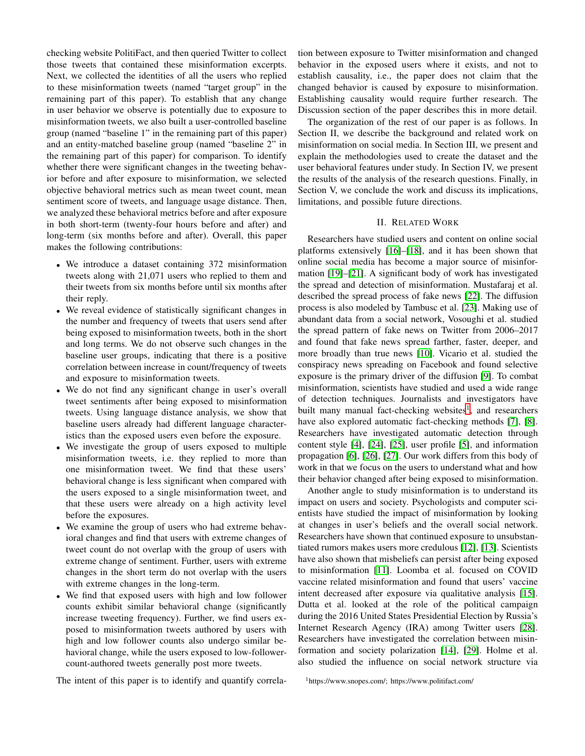checking website PolitiFact, and then queried Twitter to collect those tweets that contained these misinformation excerpts. Next, we collected the identities of all the users who replied to these misinformation tweets (named "target group" in the remaining part of this paper). To establish that any change in user behavior we observe is potentially due to exposure to misinformation tweets, we also built a user-controlled baseline group (named "baseline 1" in the remaining part of this paper) and an entity-matched baseline group (named "baseline 2" in the remaining part of this paper) for comparison. To identify whether there were significant changes in the tweeting behavior before and after exposure to misinformation, we selected objective behavioral metrics such as mean tweet count, mean sentiment score of tweets, and language usage distance. Then, we analyzed these behavioral metrics before and after exposure in both short-term (twenty-four hours before and after) and long-term (six months before and after). Overall, this paper makes the following contributions:

- We introduce a dataset containing 372 misinformation tweets along with 21,071 users who replied to them and their tweets from six months before until six months after their reply.
- We reveal evidence of statistically significant changes in the number and frequency of tweets that users send after being exposed to misinformation tweets, both in the short and long terms. We do not observe such changes in the baseline user groups, indicating that there is a positive correlation between increase in count/frequency of tweets and exposure to misinformation tweets.
- We do not find any significant change in user's overall tweet sentiments after being exposed to misinformation tweets. Using language distance analysis, we show that baseline users already had different language characteristics than the exposed users even before the exposure.
- We investigate the group of users exposed to multiple misinformation tweets, i.e. they replied to more than one misinformation tweet. We find that these users' behavioral change is less significant when compared with the users exposed to a single misinformation tweet, and that these users were already on a high activity level before the exposures.
- We examine the group of users who had extreme behavioral changes and find that users with extreme changes of tweet count do not overlap with the group of users with extreme change of sentiment. Further, users with extreme changes in the short term do not overlap with the users with extreme changes in the long-term.
- We find that exposed users with high and low follower counts exhibit similar behavioral change (significantly increase tweeting frequency). Further, we find users exposed to misinformation tweets authored by users with high and low follower counts also undergo similar behavioral change, while the users exposed to low-follower-count-authored tweets generally post more tweets.

The intent of this paper is to identify and quantify correlation between exposure to Twitter misinformation and changed behavior in the exposed users where it exists, and not to establish causality, i.e., the paper does not claim that the changed behavior is caused by exposure to misinformation. Establishing causality would require further research. The Discussion section of the paper describes this in more detail.

The organization of the rest of our paper is as follows. In Section II, we describe the background and related work on misinformation on social media. In Section III, we present and explain the methodologies used to create the dataset and the user behavioral features under study. In Section IV, we present the results of the analysis of the research questions. Finally, in Section V, we conclude the work and discuss its implications, limitations, and possible future directions.

## II. Related Work

Researchers have studied users and content on online social platforms extensively [16]–[18], and it has been shown that online social media has become a major source of misinformation [19]–[21]. A significant body of work has investigated the spread and detection of misinformation. Mustafaraj et al. described the spread process of fake news [22]. The diffusion process is also modeled by Tambusc et al. [23]. Making use of abundant data from a social network, Vosoughi et al. studied the spread pattern of fake news on Twitter from 2006–2017 and found that fake news spread farther, faster, deeper, and more broadly than true news [10]. Vicario et al. studied the conspiracy news spreading on Facebook and found selective exposure is the primary driver of the diffusion [9]. To combat misinformation, scientists have studied and used a wide range of detection techniques. Journalists and investigators have built many manual fact-checking websites[1], and researchers have also explored automatic fact-checking methods [7], [8]. Researchers have investigated automatic detection through content style [4], [24], [25], user profile [5], and information propagation [6], [26], [27]. Our work differs from this body of work in that we focus on the users to understand what and how their behavior changed after being exposed to misinformation.

Another angle to study misinformation is to understand its impact on users and society. Psychologists and computer scientists have studied the impact of misinformation by looking at changes in user's beliefs and the overall social network. Researchers have shown that continued exposure to unsubstantiated rumors makes users more credulous [12], [13]. Scientists have also shown that misbeliefs can persist after being exposed to misinformation [11]. Loomba et al. focused on COVID vaccine related misinformation and found that users' vaccine intent decreased after exposure via qualitative analysis [15]. Dutta et al. looked at the role of the political campaign during the 2016 United States Presidential Election by Russia's Internet Research Agency (IRA) among Twitter users [28]. Researchers have investigated the correlation between misinformation and society polarization [14], [29]. Holme et al. also studied the influence on social network structure via

[1] https://www.snopes.com/; https://www.politifact.com/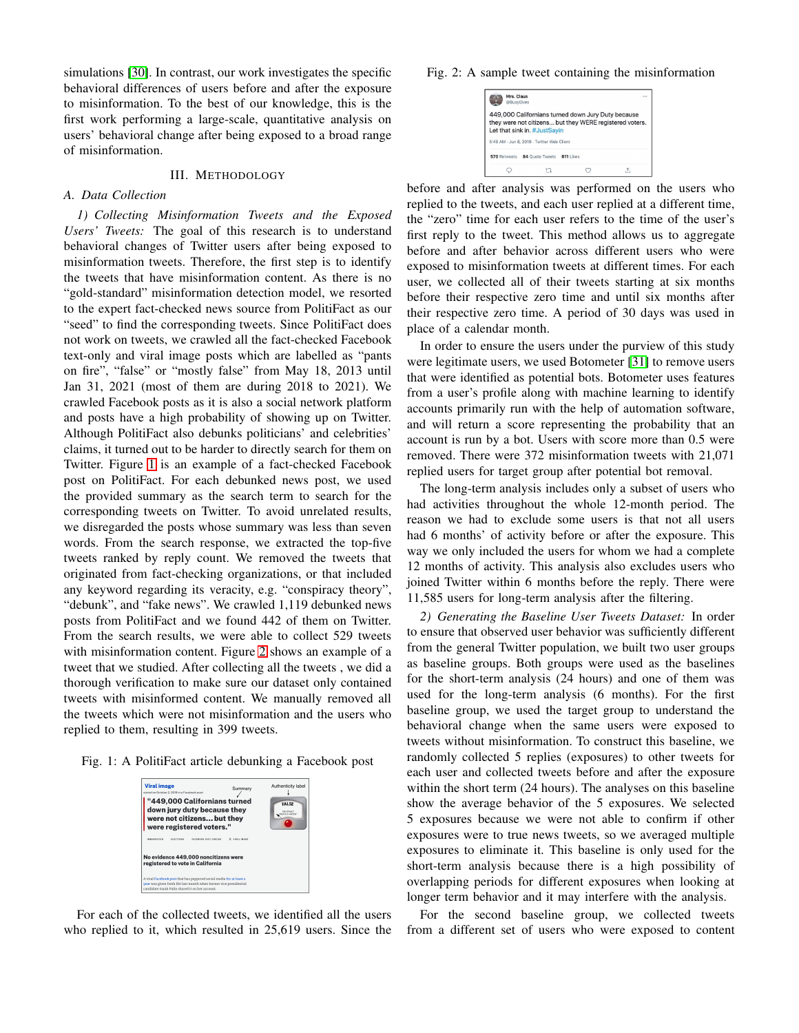simulations [30]. In contrast, our work investigates the specific behavioral differences of users before and after the exposure to misinformation. To the best of our knowledge, this is the first work performing a large-scale, quantitative analysis on users' behavioral change after being exposed to a broad range of misinformation.

## III. Methodology

### A. Data Collection

*1) Collecting Misinformation Tweets and the Exposed Users' Tweets:* The goal of this research is to understand behavioral changes of Twitter users after being exposed to misinformation tweets. Therefore, the first step is to identify the tweets that have misinformation content. As there is no "gold-standard" misinformation detection model, we resorted to the expert fact-checked news source from PolitiFact as our "seed" to find the corresponding tweets. Since PolitiFact does not work on tweets, we crawled all the fact-checked Facebook text-only and viral image posts which are labelled as "pants on fire", "false" or "mostly false" from May 18, 2013 until Jan 31, 2021 (most of them are during 2018 to 2021). We crawled Facebook posts as it is also a social network platform and posts have a high probability of showing up on Twitter. Although PolitiFact also debunks politicians' and celebrities' claims, it turned out to be harder to directly search for them on Twitter. Figure 1 is an example of a fact-checked Facebook post on PolitiFact. For each debunked news post, we used the provided summary as the search term to search for the corresponding tweets on Twitter. To avoid unrelated results, we disregarded the posts whose summary was less than seven words. From the search response, we extracted the top-five tweets ranked by reply count. We removed the tweets that originated from fact-checking organizations, or that included any keyword regarding its veracity, e.g. "conspiracy theory", "debunk", and "fake news". We crawled 1,119 debunked news posts from PolitiFact and we found 442 of them on Twitter. From the search results, we were able to collect 529 tweets with misinformation content. Figure 2 shows an example of a tweet that we studied. After collecting all the tweets , we did a thorough verification to make sure our dataset only contained tweets with misinformed content. We manually removed all the tweets which were not misinformation and the users who replied to them, resulting in 399 tweets.

Fig. 1: A PolitiFact article debunking a Facebook post

For each of the collected tweets, we identified all the users who replied to it, which resulted in 25,619 users. Since the before and after analysis was performed on the users who replied to the tweets, and each user replied at a different time, the "zero" time for each user refers to the time of the user's first reply to the tweet. This method allows us to aggregate before and after behavior across different users who were exposed to misinformation tweets at different times. For each user, we collected all of their tweets starting at six months before their respective zero time and until six months after their respective zero time. A period of 30 days was used in place of a calendar month.

Fig. 2: A sample tweet containing the misinformation

In order to ensure the users under the purview of this study were legitimate users, we used Botometer [31] to remove users that were identified as potential bots. Botometer uses features from a user's profile along with machine learning to identify accounts primarily run with the help of automation software, and will return a score representing the probability that an account is run by a bot. Users with score more than 0.5 were removed. There were 372 misinformation tweets with 21,071 replied users for target group after potential bot removal.

The long-term analysis includes only a subset of users who had activities throughout the whole 12-month period. The reason we had to exclude some users is that not all users had 6 months' of activity before or after the exposure. This way we only included the users for whom we had a complete 12 months of activity. This analysis also excludes users who joined Twitter within 6 months before the reply. There were 11,585 users for long-term analysis after the filtering.

*2) Generating the Baseline User Tweets Dataset:* In order to ensure that observed user behavior was sufficiently different from the general Twitter population, we built two user groups as baseline groups. Both groups were used as the baselines for the short-term analysis (24 hours) and one of them was used for the long-term analysis (6 months). For the first baseline group, we used the target group to understand the behavioral change when the same users were exposed to tweets without misinformation. To construct this baseline, we randomly collected 5 replies (exposures) to other tweets for each user and collected tweets before and after the exposure within the short term (24 hours). The analyses on this baseline show the average behavior of the 5 exposures. We selected 5 exposures because we were not able to confirm if other exposures were to true news tweets, so we averaged multiple exposures to eliminate it. This baseline is only used for the short-term analysis because there is a high possibility of overlapping periods for different exposures when looking at longer term behavior and it may interfere with the analysis.

For the second baseline group, we collected tweets from a different set of users who were exposed to content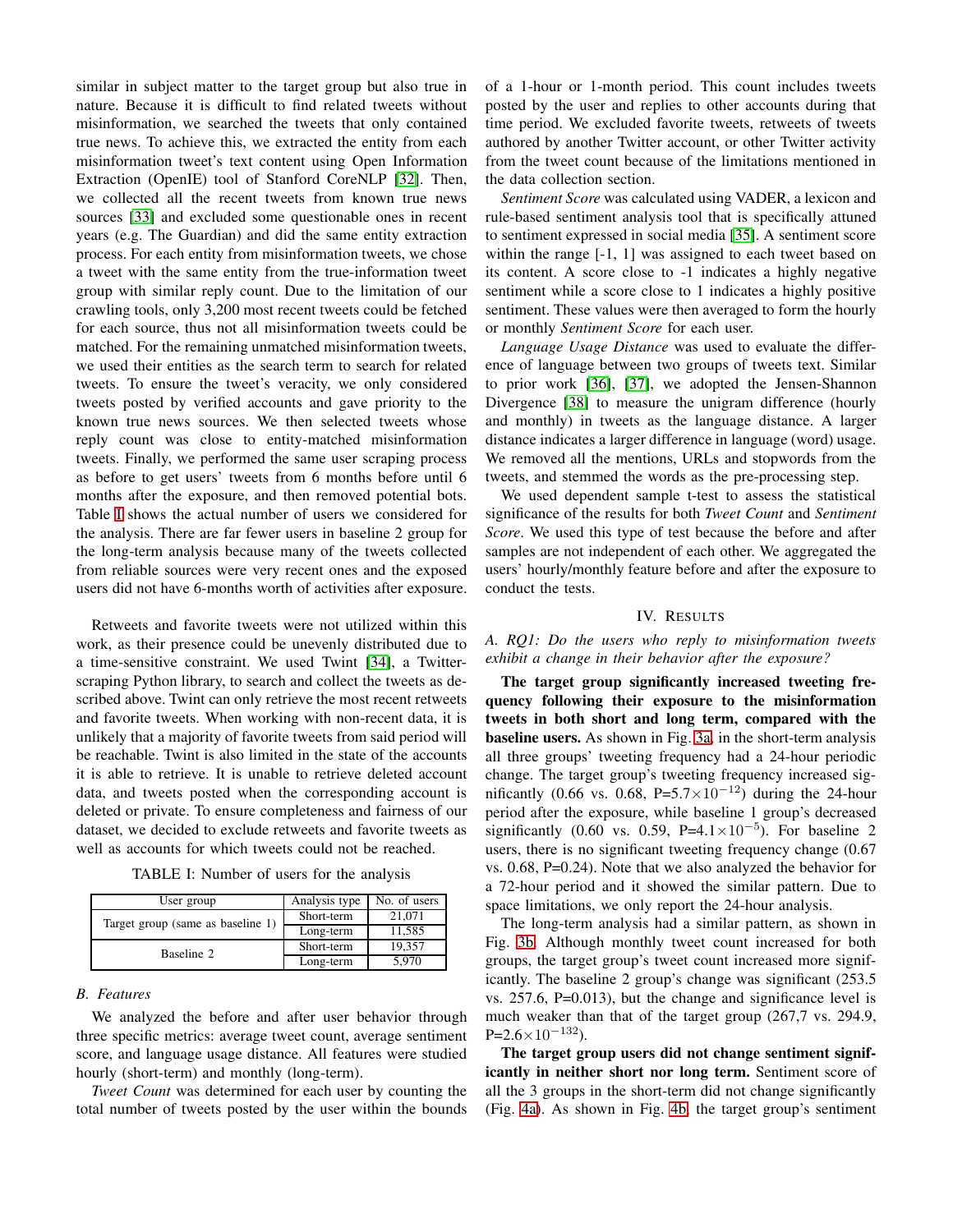similar in subject matter to the target group but also true in nature. Because it is difficult to find related tweets without misinformation, we searched the tweets that only contained true news. To achieve this, we extracted the entity from each misinformation tweet's text content using Open Information Extraction (OpenIE) tool of Stanford CoreNLP [32]. Then, we collected all the recent tweets from known true news sources [33] and excluded some questionable ones in recent years (e.g. The Guardian) and did the same entity extraction process. For each entity from misinformation tweets, we chose a tweet with the same entity from the true-information tweet group with similar reply count. Due to the limitation of our crawling tools, only 3,200 most recent tweets could be fetched for each source, thus not all misinformation tweets could be matched. For the remaining unmatched misinformation tweets, we used their entities as the search term to search for related tweets. To ensure the tweet's veracity, we only considered tweets posted by verified accounts and gave priority to the known true news sources. We then selected tweets whose reply count was close to entity-matched misinformation tweets. Finally, we performed the same user scraping process as before to get users' tweets from 6 months before until 6 months after the exposure, and then removed potential bots. Table I shows the actual number of users we considered for the analysis. There are far fewer users in baseline 2 group for the long-term analysis because many of the tweets collected from reliable sources were very recent ones and the exposed users did not have 6-months worth of activities after exposure.

Retweets and favorite tweets were not utilized within this work, as their presence could be unevenly distributed due to a time-sensitive constraint. We used Twint [34], a Twitter-scraping Python library, to search and collect the tweets as described above. Twint can only retrieve the most recent retweets and favorite tweets. When working with non-recent data, it is unlikely that a majority of favorite tweets from said period will be reachable. Twint is also limited in the state of the accounts it is able to retrieve. It is unable to retrieve deleted account data, and tweets posted when the corresponding account is deleted or private. To ensure completeness and fairness of our dataset, we decided to exclude retweets and favorite tweets as well as accounts for which tweets could not be reached.

TABLE I: Number of users for the analysis

| User group | Analysis type | No. of users |
|---|---|---|
| Target group (same as baseline 1) | Short-term | 21,071 |
| | Long-term | 11,585 |
| Baseline 2 | Short-term | 19,357 |
| | Long-term | 5,970 |

### B. Features

We analyzed the before and after user behavior through three specific metrics: average tweet count, average sentiment score, and language usage distance. All features were studied hourly (short-term) and monthly (long-term).

*Tweet Count* was determined for each user by counting the total number of tweets posted by the user within the bounds of a 1-hour or 1-month period. This count includes tweets posted by the user and replies to other accounts during that time period. We excluded favorite tweets, retweets of tweets authored by another Twitter account, or other Twitter activity from the tweet count because of the limitations mentioned in the data collection section.

*Sentiment Score* was calculated using VADER, a lexicon and rule-based sentiment analysis tool that is specifically attuned to sentiment expressed in social media [35]. A sentiment score within the range [-1, 1] was assigned to each tweet based on its content. A score close to -1 indicates a highly negative sentiment while a score close to 1 indicates a highly positive sentiment. These values were then averaged to form the hourly or monthly *Sentiment Score* for each user.

*Language Usage Distance* was used to evaluate the difference of language between two groups of tweets text. Similar to prior work [36], [37], we adopted the Jensen-Shannon Divergence [38] to measure the unigram difference (hourly and monthly) in tweets as the language distance. A larger distance indicates a larger difference in language (word) usage. We removed all the mentions, URLs and stopwords from the tweets, and stemmed the words as the pre-processing step.

We used dependent sample t-test to assess the statistical significance of the results for both *Tweet Count* and *Sentiment Score*. We used this type of test because the before and after samples are not independent of each other. We aggregated the users' hourly/monthly feature before and after the exposure to conduct the tests.

## IV. Results

### A. RQ1: Do the users who reply to misinformation tweets exhibit a change in their behavior after the exposure?

**The target group significantly increased tweeting frequency following their exposure to the misinformation tweets in both short and long term, compared with the baseline users.** As shown in Fig. 3a, in the short-term analysis all three groups' tweeting frequency had a 24-hour periodic change. The target group's tweeting frequency increased significantly (0.66 vs. 0.68, P=$5.7\times10^{-12}$) during the 24-hour period after the exposure, while baseline 1 group's decreased significantly (0.60 vs. 0.59, P=$4.1\times10^{-5}$). For baseline 2 users, there is no significant tweeting frequency change (0.67 vs. 0.68, P=0.24). Note that we also analyzed the behavior for a 72-hour period and it showed the similar pattern. Due to space limitations, we only report the 24-hour analysis.

The long-term analysis had a similar pattern, as shown in Fig. 3b. Although monthly tweet count increased for both groups, the target group's tweet count increased more significantly. The baseline 2 group's change was significant (253.5 vs. 257.6, P=0.013), but the change and significance level is much weaker than that of the target group (267,7 vs. 294.9, P=$2.6\times10^{-132}$).

**The target group users did not change sentiment significantly in neither short nor long term.** Sentiment score of all the 3 groups in the short-term did not change significantly (Fig. 4a). As shown in Fig. 4b, the target group's sentiment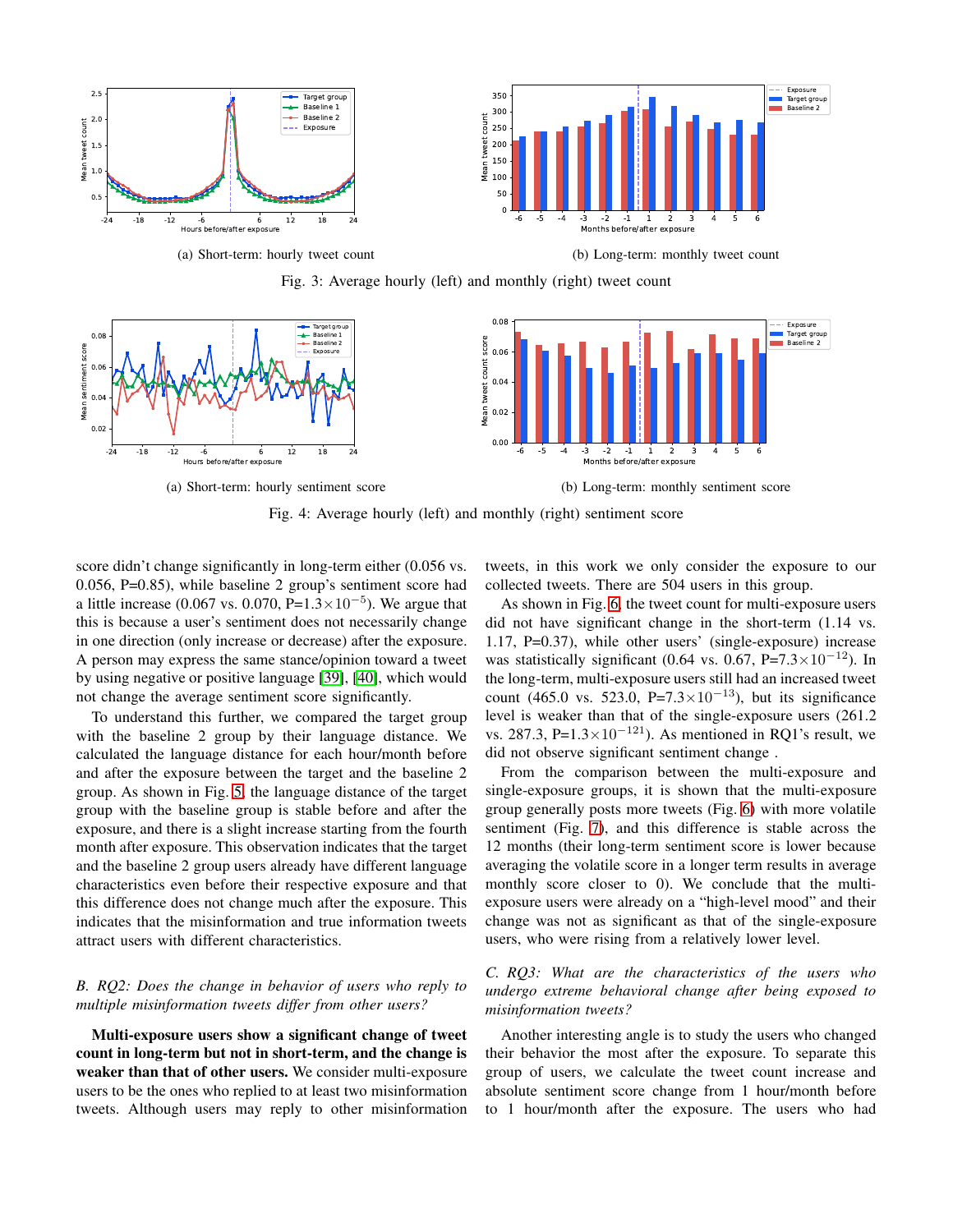(a) Short-term: hourly tweet count

(b) Long-term: monthly tweet count

Fig. 3: Average hourly (left) and monthly (right) tweet count

(a) Short-term: hourly sentiment score

(b) Long-term: monthly sentiment score

Fig. 4: Average hourly (left) and monthly (right) sentiment score

score didn't change significantly in long-term either (0.056 vs. 0.056, P=0.85), while baseline 2 group's sentiment score had a little increase (0.067 vs. 0.070, P=$1.3\times10^{-5}$). We argue that this is because a user's sentiment does not necessarily change in one direction (only increase or decrease) after the exposure. A person may express the same stance/opinion toward a tweet by using negative or positive language [39], [40], which would not change the average sentiment score significantly.

To understand this further, we compared the target group with the baseline 2 group by their language distance. We calculated the language distance for each hour/month before and after the exposure between the target and the baseline 2 group. As shown in Fig. 5, the language distance of the target group with the baseline group is stable before and after the exposure, and there is a slight increase starting from the fourth month after exposure. This observation indicates that the target and the baseline 2 group users already have different language characteristics even before their respective exposure and that this difference does not change much after the exposure. This indicates that the misinformation and true information tweets attract users with different characteristics.

### *B. RQ2: Does the change in behavior of users who reply to multiple misinformation tweets differ from other users?*

**Multi-exposure users show a significant change of tweet count in long-term but not in short-term, and the change is weaker than that of other users.** We consider multi-exposure users to be the ones who replied to at least two misinformation tweets. Although users may reply to other misinformation tweets, in this work we only consider the exposure to our collected tweets. There are 504 users in this group.

As shown in Fig. 6, the tweet count for multi-exposure users did not have significant change in the short-term (1.14 vs. 1.17, P=0.37), while other users' (single-exposure) increase was statistically significant (0.64 vs. 0.67, P=$7.3\times10^{-12}$). In the long-term, multi-exposure users still had an increased tweet count (465.0 vs. 523.0, P=$7.3\times10^{-13}$), but its significance level is weaker than that of the single-exposure users (261.2 vs. 287.3, P=$1.3\times10^{-121}$). As mentioned in RQ1's result, we did not observe significant sentiment change .

From the comparison between the multi-exposure and single-exposure groups, it is shown that the multi-exposure group generally posts more tweets (Fig. 6) with more volatile sentiment (Fig. 7), and this difference is stable across the 12 months (their long-term sentiment score is lower because averaging the volatile score in a longer term results in average monthly score closer to 0). We conclude that the multi-exposure users were already on a "high-level mood" and their change was not as significant as that of the single-exposure users, who were rising from a relatively lower level.

### *C. RQ3: What are the characteristics of the users who undergo extreme behavioral change after being exposed to misinformation tweets?*

Another interesting angle is to study the users who changed their behavior the most after the exposure. To separate this group of users, we calculate the tweet count increase and absolute sentiment score change from 1 hour/month before to 1 hour/month after the exposure. The users who had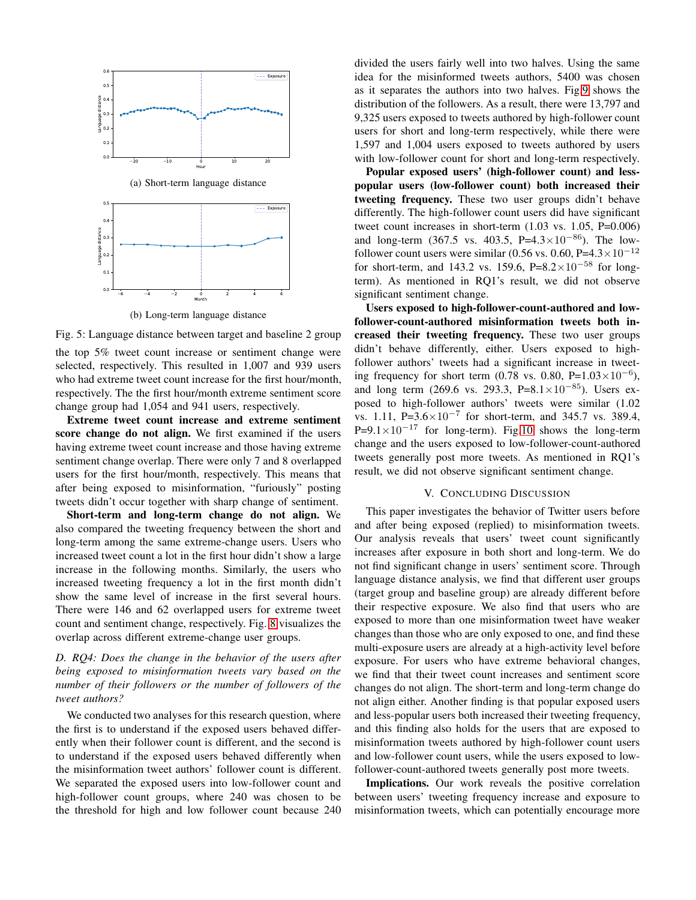(a) Short-term language distance

(b) Long-term language distance

Fig. 5: Language distance between target and baseline 2 group

the top 5% tweet count increase or sentiment change were selected, respectively. This resulted in 1,007 and 939 users who had extreme tweet count increase for the first hour/month, respectively. The the first hour/month extreme sentiment score change group had 1,054 and 941 users, respectively.

**Extreme tweet count increase and extreme sentiment score change do not align.** We first examined if the users having extreme tweet count increase and those having extreme sentiment change overlap. There were only 7 and 8 overlapped users for the first hour/month, respectively. This means that after being exposed to misinformation, "furiously" posting tweets didn't occur together with sharp change of sentiment.

**Short-term and long-term change do not align.** We also compared the tweeting frequency between the short and long-term among the same extreme-change users. Users who increased tweet count a lot in the first hour didn't show a large increase in the following months. Similarly, the users who increased tweeting frequency a lot in the first month didn't show the same level of increase in the first several hours. There were 146 and 62 overlapped users for extreme tweet count and sentiment change, respectively. Fig. 8 visualizes the overlap across different extreme-change user groups.

*D. RQ4: Does the change in the behavior of the users after being exposed to misinformation tweets vary based on the number of their followers or the number of followers of the tweet authors?*

We conducted two analyses for this research question, where the first is to understand if the exposed users behaved differently when their follower count is different, and the second is to understand if the exposed users behaved differently when the misinformation tweet authors' follower count is different. We separated the exposed users into low-follower count and high-follower count groups, where 240 was chosen to be the threshold for high and low follower count because 240 divided the users fairly well into two halves. Using the same idea for the misinformed tweets authors, 5400 was chosen as it separates the authors into two halves. Fig 9 shows the distribution of the followers. As a result, there were 13,797 and 9,325 users exposed to tweets authored by high-follower count users for short and long-term respectively, while there were 1,597 and 1,004 users exposed to tweets authored by users with low-follower count for short and long-term respectively.

**Popular exposed users' (high-follower count) and less-popular users (low-follower count) both increased their tweeting frequency.** These two user groups didn't behave differently. The high-follower count users did have significant tweet count increases in short-term (1.03 vs. 1.05, P=0.006) and long-term (367.5 vs. 403.5, P=$4.3\times10^{-86}$). The low-follower count users were similar (0.56 vs. 0.60, P=$4.3\times10^{-12}$ for short-term, and 143.2 vs. 159.6, P=$8.2\times10^{-58}$ for long-term). As mentioned in RQ1's result, we did not observe significant sentiment change.

**Users exposed to high-follower-count-authored and low-follower-count-authored misinformation tweets both increased their tweeting frequency.** These two user groups didn't behave differently, either. Users exposed to high-follower authors' tweets had a significant increase in tweeting frequency for short term (0.78 vs. 0.80, P=$1.03\times10^{-6}$), and long term (269.6 vs. 293.3, P=$8.1\times10^{-85}$). Users exposed to high-follower authors' tweets were similar (1.02 vs. 1.11, P=$3.6\times10^{-7}$ for short-term, and 345.7 vs. 389.4, P=$9.1\times10^{-17}$ for long-term). Fig 10 shows the long-term change and the users exposed to low-follower-count-authored tweets generally post more tweets. As mentioned in RQ1's result, we did not observe significant sentiment change.

## V. Concluding Discussion

This paper investigates the behavior of Twitter users before and after being exposed (replied) to misinformation tweets. Our analysis reveals that users' tweet count significantly increases after exposure in both short and long-term. We do not find significant change in users' sentiment score. Through language distance analysis, we find that different user groups (target group and baseline group) are already different before their respective exposure. We also find that users who are exposed to more than one misinformation tweet have weaker changes than those who are only exposed to one, and find these multi-exposure users are already at a high-activity level before exposure. For users who have extreme behavioral changes, we find that their tweet count increases and sentiment score changes do not align. The short-term and long-term change do not align either. Another finding is that popular exposed users and less-popular users both increased their tweeting frequency, and this finding also holds for the users that are exposed to misinformation tweets authored by high-follower count users and low-follower count users, while the users exposed to low-follower-count-authored tweets generally post more tweets.

**Implications.** Our work reveals the positive correlation between users' tweeting frequency increase and exposure to misinformation tweets, which can potentially encourage more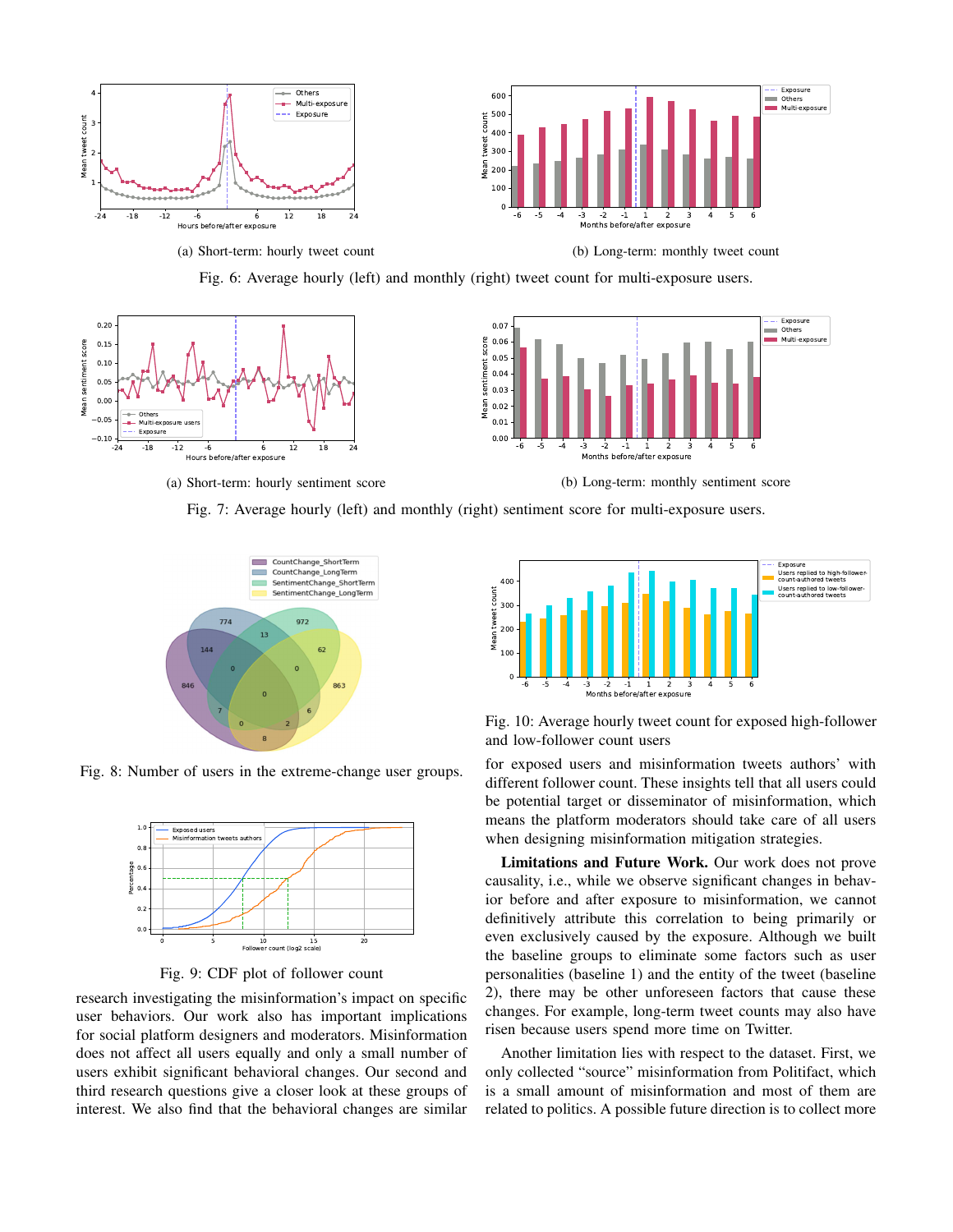(a) Short-term: hourly tweet count

(b) Long-term: monthly tweet count

Fig. 6: Average hourly (left) and monthly (right) tweet count for multi-exposure users.

(a) Short-term: hourly sentiment score

(b) Long-term: monthly sentiment score

Fig. 7: Average hourly (left) and monthly (right) sentiment score for multi-exposure users.

Fig. 8: Number of users in the extreme-change user groups.

Fig. 9: CDF plot of follower count

research investigating the misinformation's impact on specific user behaviors. Our work also has important implications for social platform designers and moderators. Misinformation does not affect all users equally and only a small number of users exhibit significant behavioral changes. Our second and third research questions give a closer look at these groups of interest. We also find that the behavioral changes are similar

Fig. 10: Average hourly tweet count for exposed high-follower and low-follower count users

for exposed users and misinformation tweets authors' with different follower count. These insights tell that all users could be potential target or disseminator of misinformation, which means the platform moderators should take care of all users when designing misinformation mitigation strategies.

**Limitations and Future Work.** Our work does not prove causality, i.e., while we observe significant changes in behavior before and after exposure to misinformation, we cannot definitively attribute this correlation to being primarily or even exclusively caused by the exposure. Although we built the baseline groups to eliminate some factors such as user personalities (baseline 1) and the entity of the tweet (baseline 2), there may be other unforeseen factors that cause these changes. For example, long-term tweet counts may also have risen because users spend more time on Twitter.

Another limitation lies with respect to the dataset. First, we only collected "source" misinformation from Politifact, which is a small amount of misinformation and most of them are related to politics. A possible future direction is to collect more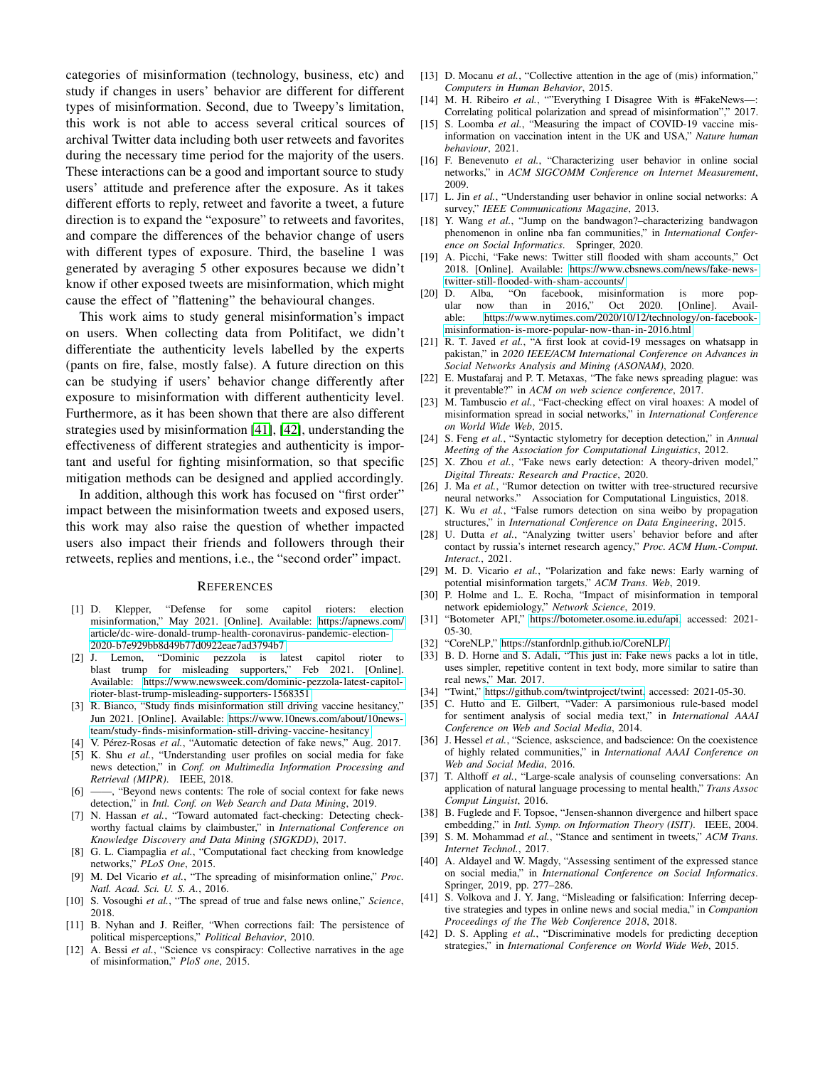categories of misinformation (technology, business, etc) and study if changes in users' behavior are different for different types of misinformation. Second, due to Tweepy's limitation, this work is not able to access several critical sources of archival Twitter data including both user retweets and favorites during the necessary time period for the majority of the users. These interactions can be a good and important source to study users' attitude and preference after the exposure. As it takes different efforts to reply, retweet and favorite a tweet, a future direction is to expand the "exposure" to retweets and favorites, and compare the differences of the behavior change of users with different types of exposure. Third, the baseline 1 was generated by averaging 5 other exposures because we didn't know if other exposed tweets are misinformation, which might cause the effect of "flattening" the behavioural changes.

This work aims to study general misinformation's impact on users. When collecting data from Politifact, we didn't differentiate the authenticity levels labelled by the experts (pants on fire, false, mostly false). A future direction on this can be studying if users' behavior change differently after exposure to misinformation with different authenticity level. Furthermore, as it has been shown that there are also different strategies used by misinformation [41], [42], understanding the effectiveness of different strategies and authenticity is important and useful for fighting misinformation, so that specific mitigation methods can be designed and applied accordingly.

In addition, although this work has focused on "first order" impact between the misinformation tweets and exposed users, this work may also raise the question of whether impacted users also impact their friends and followers through their retweets, replies and mentions, i.e., the "second order" impact.

## References

[1] D. Klepper, "Defense for some capitol rioters: election misinformation," May 2021. [Online]. Available: https://apnews.com/article/dc-wire-donald-trump-health-coronavirus-pandemic-election-2020-b7e929bb8d49b77d0922eae7ad3794b7

[2] J. Lemon, "Dominic pezzola is latest capitol rioter to blast trump for misleading supporters," Feb 2021. [Online]. Available: https://www.newsweek.com/dominic-pezzola-latest-capitol-rioter-blast-trump-misleading-supporters-1568351

[3] R. Bianco, "Study finds misinformation still driving vaccine hesitancy," Jun 2021. [Online]. Available: https://www.10news.com/about/10news-team/study-finds-misinformation-still-driving-vaccine-hesitancy

[4] V. Pérez-Rosas *et al.*, "Automatic detection of fake news," Aug. 2017.

[5] K. Shu *et al.*, "Understanding user profiles on social media for fake news detection," in *Conf. on Multimedia Information Processing and Retrieval (MIPR)*. IEEE, 2018.

[6] ——, "Beyond news contents: The role of social context for fake news detection," in *Intl. Conf. on Web Search and Data Mining*, 2019.

[7] N. Hassan *et al.*, "Toward automated fact-checking: Detecting check-worthy factual claims by claimbuster," in *International Conference on Knowledge Discovery and Data Mining (SIGKDD)*, 2017.

[8] G. L. Ciampaglia *et al.*, "Computational fact checking from knowledge networks," *PLoS One*, 2015.

[9] M. Del Vicario *et al.*, "The spreading of misinformation online," *Proc. Natl. Acad. Sci. U. S. A.*, 2016.

[10] S. Vosoughi *et al.*, "The spread of true and false news online," *Science*, 2018.

[11] B. Nyhan and J. Reifler, "When corrections fail: The persistence of political misperceptions," *Political Behavior*, 2010.

[12] A. Bessi *et al.*, "Science vs conspiracy: Collective narratives in the age of misinformation," *PloS one*, 2015.

[13] D. Mocanu *et al.*, "Collective attention in the age of (mis) information," *Computers in Human Behavior*, 2015.

[14] M. H. Ribeiro *et al.*, ""Everything I Disagree With is #FakeNews—: Correlating political polarization and spread of misinformation"," 2017.

[15] S. Loomba *et al.*, "Measuring the impact of COVID-19 vaccine misinformation on vaccination intent in the UK and USA," *Nature human behaviour*, 2021.

[16] F. Benevenuto *et al.*, "Characterizing user behavior in online social networks," in *ACM SIGCOMM Conference on Internet Measurement*, 2009.

[17] L. Jin *et al.*, "Understanding user behavior in online social networks: A survey," *IEEE Communications Magazine*, 2013.

[18] Y. Wang *et al.*, "Jump on the bandwagon?–characterizing bandwagon phenomenon in online nba fan communities," in *International Conference on Social Informatics*. Springer, 2020.

[19] A. Picchi, "Fake news: Twitter still flooded with sham accounts," Oct 2018. [Online]. Available: https://www.cbsnews.com/news/fake-news-twitter-still-flooded-with-sham-accounts/

[20] D. Alba, "On facebook, misinformation is more popular now than in 2016," Oct 2020. [Online]. Available: https://www.nytimes.com/2020/10/12/technology/on-facebook-misinformation-is-more-popular-now-than-in-2016.html

[21] R. T. Javed *et al.*, "A first look at covid-19 messages on whatsapp in pakistan," in *2020 IEEE/ACM International Conference on Advances in Social Networks Analysis and Mining (ASONAM)*, 2020.

[22] E. Mustafaraj and P. T. Metaxas, "The fake news spreading plague: was it preventable?" in *ACM on web science conference*, 2017.

[23] M. Tambuscio *et al.*, "Fact-checking effect on viral hoaxes: A model of misinformation spread in social networks," in *International Conference on World Wide Web*, 2015.

[24] S. Feng *et al.*, "Syntactic stylometry for deception detection," in *Annual Meeting of the Association for Computational Linguistics*, 2012.

[25] X. Zhou *et al.*, "Fake news early detection: A theory-driven model," *Digital Threats: Research and Practice*, 2020.

[26] J. Ma *et al.*, "Rumor detection on twitter with tree-structured recursive neural networks." Association for Computational Linguistics, 2018.

[27] K. Wu *et al.*, "False rumors detection on sina weibo by propagation structures," in *International Conference on Data Engineering*, 2015.

[28] U. Dutta *et al.*, "Analyzing twitter users' behavior before and after contact by russia's internet research agency," *Proc. ACM Hum.-Comput. Interact.*, 2021.

[29] M. D. Vicario *et al.*, "Polarization and fake news: Early warning of potential misinformation targets," *ACM Trans. Web*, 2019.

[30] P. Holme and L. E. Rocha, "Impact of misinformation in temporal network epidemiology," *Network Science*, 2019.

[31] "Botometer API," https://botometer.osome.iu.edu/api, accessed: 2021-05-30.

[32] "CoreNLP," https://stanfordnlp.github.io/CoreNLP/.

[33] B. D. Horne and S. Adali, "This just in: Fake news packs a lot in title, uses simpler, repetitive content in text body, more similar to satire than real news," Mar. 2017.

[34] "Twint," https://github.com/twintproject/twint, accessed: 2021-05-30.

[35] C. Hutto and E. Gilbert, "Vader: A parsimonious rule-based model for sentiment analysis of social media text," in *International AAAI Conference on Web and Social Media*, 2014.

[36] J. Hessel *et al.*, "Science, askscience, and badscience: On the coexistence of highly related communities," in *International AAAI Conference on Web and Social Media*, 2016.

[37] T. Althoff *et al.*, "Large-scale analysis of counseling conversations: An application of natural language processing to mental health," *Trans Assoc Comput Linguist*, 2016.

[38] B. Fuglede and F. Topsoe, "Jensen-shannon divergence and hilbert space embedding," in *Intl. Symp. on Information Theory (ISIT)*. IEEE, 2004.

[39] S. M. Mohammad *et al.*, "Stance and sentiment in tweets," *ACM Trans. Internet Technol.*, 2017.

[40] A. Aldayel and W. Magdy, "Assessing sentiment of the expressed stance on social media," in *International Conference on Social Informatics*. Springer, 2019, pp. 277–286.

[41] S. Volkova and J. Y. Jang, "Misleading or falsification: Inferring deceptive strategies and types in online news and social media," in *Companion Proceedings of the The Web Conference 2018*, 2018.

[42] D. S. Appling *et al.*, "Discriminative models for predicting deception strategies," in *International Conference on World Wide Web*, 2015.